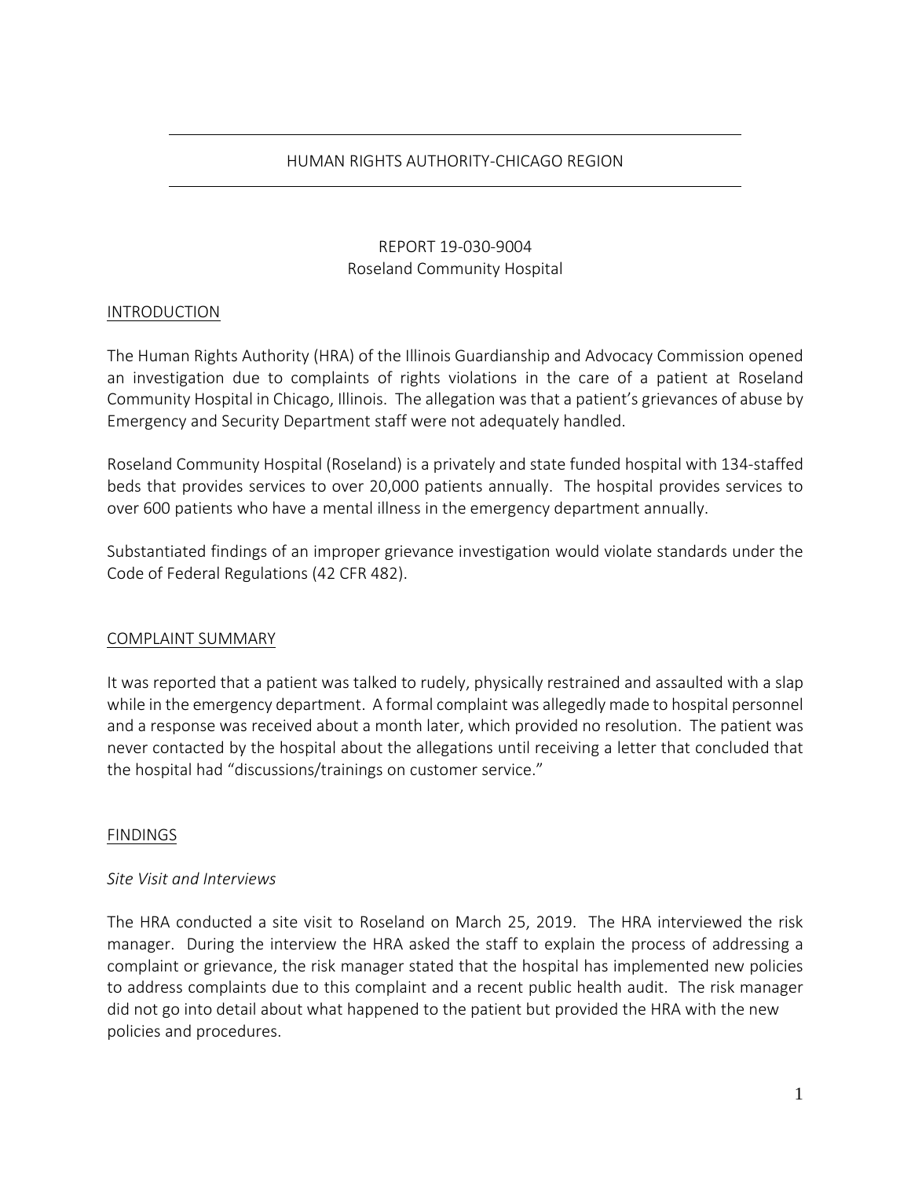# HUMAN RIGHTS AUTHORITY-CHICAGO REGION

REPORT 19-030-9004
Roseland Community Hospital

## INTRODUCTION

The Human Rights Authority (HRA) of the Illinois Guardianship and Advocacy Commission opened an investigation due to complaints of rights violations in the care of a patient at Roseland Community Hospital in Chicago, Illinois. The allegation was that a patient's grievances of abuse by Emergency and Security Department staff were not adequately handled.

Roseland Community Hospital (Roseland) is a privately and state funded hospital with 134-staffed beds that provides services to over 20,000 patients annually. The hospital provides services to over 600 patients who have a mental illness in the emergency department annually.

Substantiated findings of an improper grievance investigation would violate standards under the Code of Federal Regulations (42 CFR 482).

## COMPLAINT SUMMARY

It was reported that a patient was talked to rudely, physically restrained and assaulted with a slap while in the emergency department. A formal complaint was allegedly made to hospital personnel and a response was received about a month later, which provided no resolution. The patient was never contacted by the hospital about the allegations until receiving a letter that concluded that the hospital had "discussions/trainings on customer service."

## FINDINGS

*Site Visit and Interviews*

The HRA conducted a site visit to Roseland on March 25, 2019. The HRA interviewed the risk manager. During the interview the HRA asked the staff to explain the process of addressing a complaint or grievance, the risk manager stated that the hospital has implemented new policies to address complaints due to this complaint and a recent public health audit. The risk manager did not go into detail about what happened to the patient but provided the HRA with the new policies and procedures.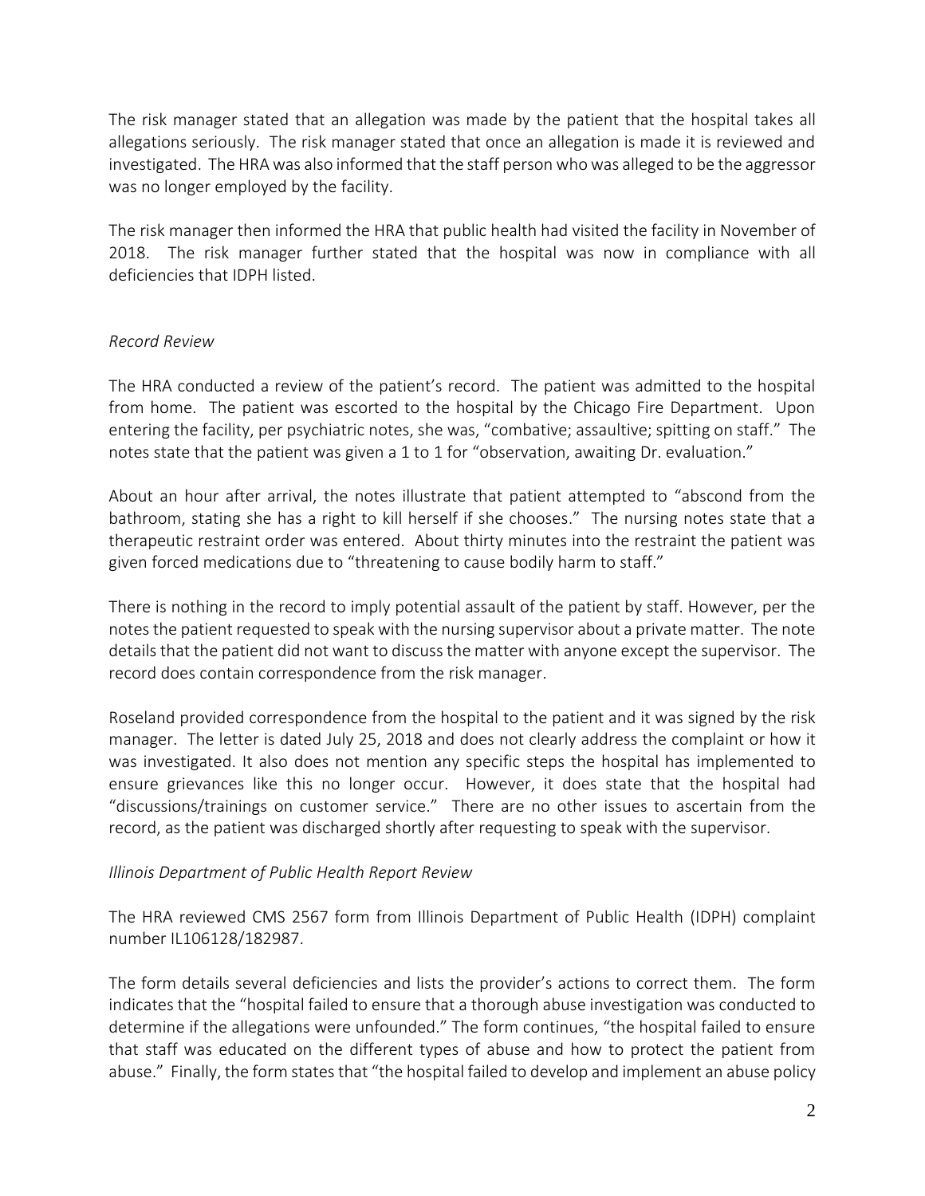The risk manager stated that an allegation was made by the patient that the hospital takes all allegations seriously. The risk manager stated that once an allegation is made it is reviewed and investigated. The HRA was also informed that the staff person who was alleged to be the aggressor was no longer employed by the facility.

The risk manager then informed the HRA that public health had visited the facility in November of 2018. The risk manager further stated that the hospital was now in compliance with all deficiencies that IDPH listed.

*Record Review*

The HRA conducted a review of the patient's record. The patient was admitted to the hospital from home. The patient was escorted to the hospital by the Chicago Fire Department. Upon entering the facility, per psychiatric notes, she was, "combative; assaultive; spitting on staff." The notes state that the patient was given a 1 to 1 for "observation, awaiting Dr. evaluation."

About an hour after arrival, the notes illustrate that patient attempted to "abscond from the bathroom, stating she has a right to kill herself if she chooses." The nursing notes state that a therapeutic restraint order was entered. About thirty minutes into the restraint the patient was given forced medications due to "threatening to cause bodily harm to staff."

There is nothing in the record to imply potential assault of the patient by staff. However, per the notes the patient requested to speak with the nursing supervisor about a private matter. The note details that the patient did not want to discuss the matter with anyone except the supervisor. The record does contain correspondence from the risk manager.

Roseland provided correspondence from the hospital to the patient and it was signed by the risk manager. The letter is dated July 25, 2018 and does not clearly address the complaint or how it was investigated. It also does not mention any specific steps the hospital has implemented to ensure grievances like this no longer occur. However, it does state that the hospital had "discussions/trainings on customer service." There are no other issues to ascertain from the record, as the patient was discharged shortly after requesting to speak with the supervisor.

*Illinois Department of Public Health Report Review*

The HRA reviewed CMS 2567 form from Illinois Department of Public Health (IDPH) complaint number IL106128/182987.

The form details several deficiencies and lists the provider's actions to correct them. The form indicates that the "hospital failed to ensure that a thorough abuse investigation was conducted to determine if the allegations were unfounded." The form continues, "the hospital failed to ensure that staff was educated on the different types of abuse and how to protect the patient from abuse." Finally, the form states that "the hospital failed to develop and implement an abuse policy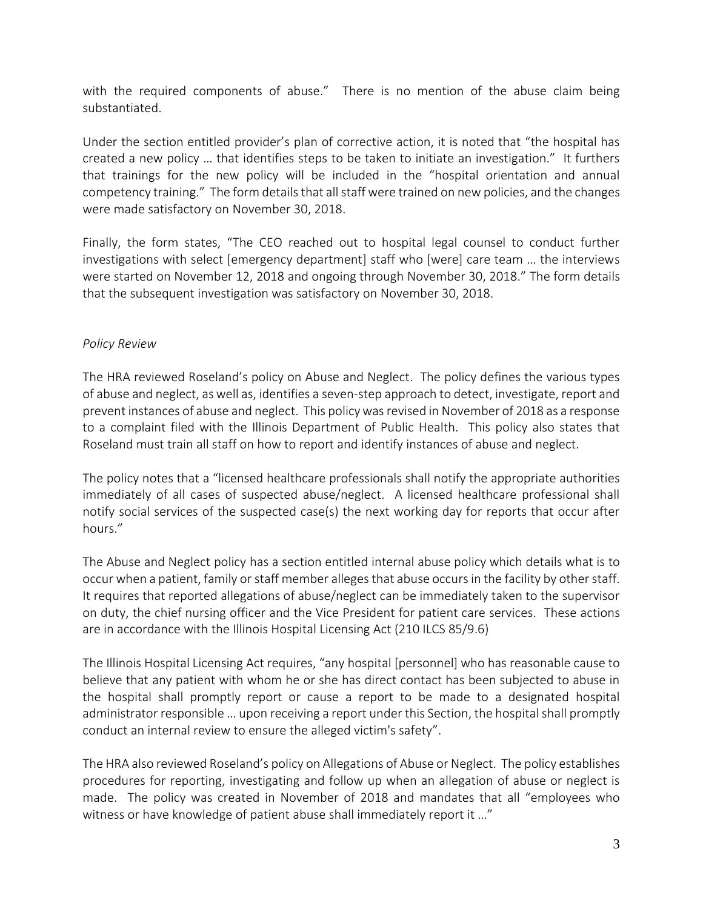with the required components of abuse." There is no mention of the abuse claim being substantiated.

Under the section entitled provider's plan of corrective action, it is noted that "the hospital has created a new policy … that identifies steps to be taken to initiate an investigation." It furthers that trainings for the new policy will be included in the "hospital orientation and annual competency training." The form details that all staff were trained on new policies, and the changes were made satisfactory on November 30, 2018.

Finally, the form states, "The CEO reached out to hospital legal counsel to conduct further investigations with select [emergency department] staff who [were] care team … the interviews were started on November 12, 2018 and ongoing through November 30, 2018." The form details that the subsequent investigation was satisfactory on November 30, 2018.

*Policy Review*

The HRA reviewed Roseland's policy on Abuse and Neglect. The policy defines the various types of abuse and neglect, as well as, identifies a seven-step approach to detect, investigate, report and prevent instances of abuse and neglect. This policy was revised in November of 2018 as a response to a complaint filed with the Illinois Department of Public Health. This policy also states that Roseland must train all staff on how to report and identify instances of abuse and neglect.

The policy notes that a "licensed healthcare professionals shall notify the appropriate authorities immediately of all cases of suspected abuse/neglect. A licensed healthcare professional shall notify social services of the suspected case(s) the next working day for reports that occur after hours."

The Abuse and Neglect policy has a section entitled internal abuse policy which details what is to occur when a patient, family or staff member alleges that abuse occurs in the facility by other staff. It requires that reported allegations of abuse/neglect can be immediately taken to the supervisor on duty, the chief nursing officer and the Vice President for patient care services. These actions are in accordance with the Illinois Hospital Licensing Act (210 ILCS 85/9.6)

The Illinois Hospital Licensing Act requires, "any hospital [personnel] who has reasonable cause to believe that any patient with whom he or she has direct contact has been subjected to abuse in the hospital shall promptly report or cause a report to be made to a designated hospital administrator responsible … upon receiving a report under this Section, the hospital shall promptly conduct an internal review to ensure the alleged victim's safety".

The HRA also reviewed Roseland's policy on Allegations of Abuse or Neglect. The policy establishes procedures for reporting, investigating and follow up when an allegation of abuse or neglect is made. The policy was created in November of 2018 and mandates that all "employees who witness or have knowledge of patient abuse shall immediately report it …"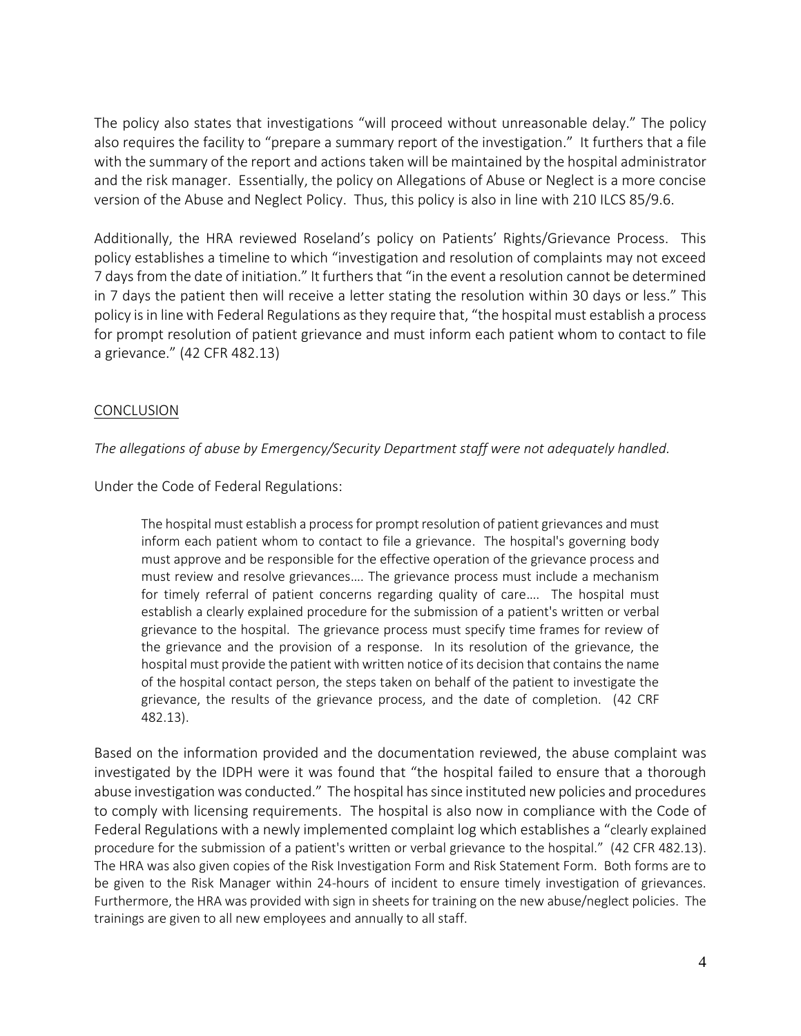The policy also states that investigations "will proceed without unreasonable delay." The policy also requires the facility to "prepare a summary report of the investigation." It furthers that a file with the summary of the report and actions taken will be maintained by the hospital administrator and the risk manager. Essentially, the policy on Allegations of Abuse or Neglect is a more concise version of the Abuse and Neglect Policy. Thus, this policy is also in line with 210 ILCS 85/9.6.

Additionally, the HRA reviewed Roseland's policy on Patients' Rights/Grievance Process. This policy establishes a timeline to which "investigation and resolution of complaints may not exceed 7 days from the date of initiation." It furthers that "in the event a resolution cannot be determined in 7 days the patient then will receive a letter stating the resolution within 30 days or less." This policy is in line with Federal Regulations as they require that, "the hospital must establish a process for prompt resolution of patient grievance and must inform each patient whom to contact to file a grievance." (42 CFR 482.13)

## CONCLUSION

*The allegations of abuse by Emergency/Security Department staff were not adequately handled.*

Under the Code of Federal Regulations:

> The hospital must establish a process for prompt resolution of patient grievances and must inform each patient whom to contact to file a grievance. The hospital's governing body must approve and be responsible for the effective operation of the grievance process and must review and resolve grievances…. The grievance process must include a mechanism for timely referral of patient concerns regarding quality of care…. The hospital must establish a clearly explained procedure for the submission of a patient's written or verbal grievance to the hospital. The grievance process must specify time frames for review of the grievance and the provision of a response. In its resolution of the grievance, the hospital must provide the patient with written notice of its decision that contains the name of the hospital contact person, the steps taken on behalf of the patient to investigate the grievance, the results of the grievance process, and the date of completion. (42 CRF 482.13).

Based on the information provided and the documentation reviewed, the abuse complaint was investigated by the IDPH were it was found that "the hospital failed to ensure that a thorough abuse investigation was conducted." The hospital has since instituted new policies and procedures to comply with licensing requirements. The hospital is also now in compliance with the Code of Federal Regulations with a newly implemented complaint log which establishes a "clearly explained procedure for the submission of a patient's written or verbal grievance to the hospital." (42 CFR 482.13). The HRA was also given copies of the Risk Investigation Form and Risk Statement Form. Both forms are to be given to the Risk Manager within 24-hours of incident to ensure timely investigation of grievances. Furthermore, the HRA was provided with sign in sheets for training on the new abuse/neglect policies. The trainings are given to all new employees and annually to all staff.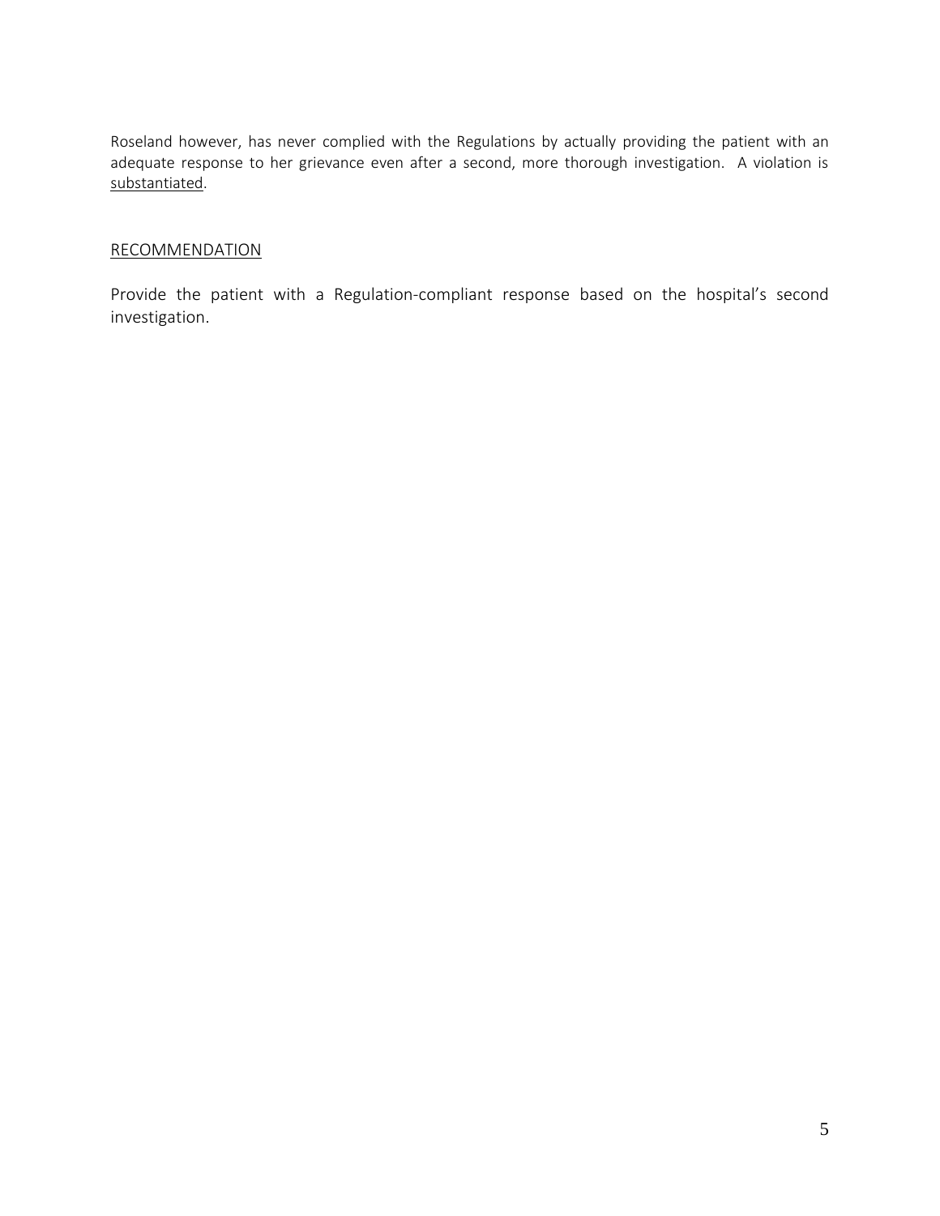Roseland however, has never complied with the Regulations by actually providing the patient with an adequate response to her grievance even after a second, more thorough investigation. A violation is substantiated.

## RECOMMENDATION

Provide the patient with a Regulation-compliant response based on the hospital's second investigation.